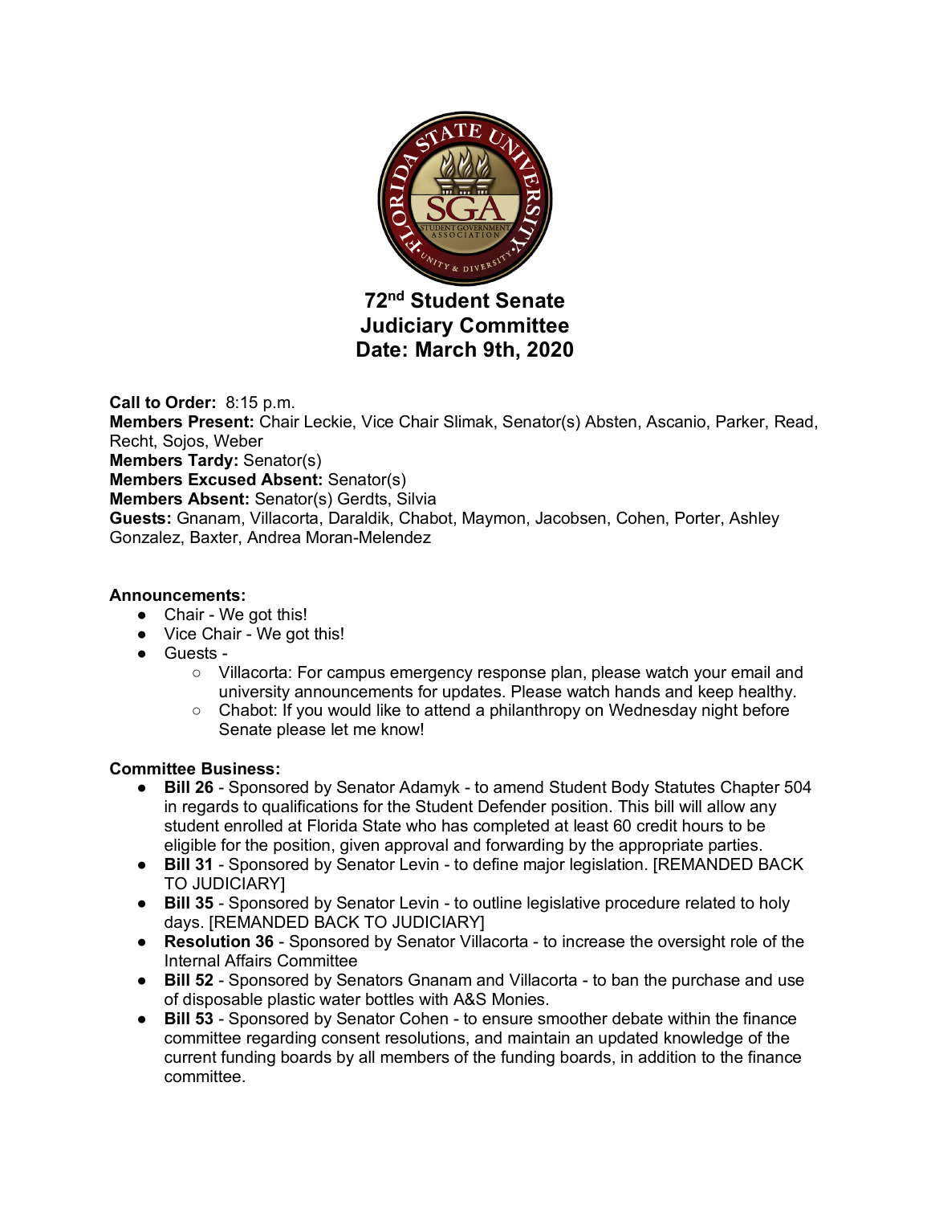# 72nd Student Senate
# Judiciary Committee
# Date: March 9th, 2020

**Call to Order:** 8:15 p.m.
**Members Present:** Chair Leckie, Vice Chair Slimak, Senator(s) Absten, Ascanio, Parker, Read, Recht, Sojos, Weber
**Members Tardy:** Senator(s)
**Members Excused Absent:** Senator(s)
**Members Absent:** Senator(s) Gerdts, Silvia
**Guests:** Gnanam, Villacorta, Daraldik, Chabot, Maymon, Jacobsen, Cohen, Porter, Ashley Gonzalez, Baxter, Andrea Moran-Melendez

**Announcements:**

- Chair - We got this!
- Vice Chair - We got this!
- Guests -
  - Villacorta: For campus emergency response plan, please watch your email and university announcements for updates. Please watch hands and keep healthy.
  - Chabot: If you would like to attend a philanthropy on Wednesday night before Senate please let me know!

**Committee Business:**

- **Bill 26** - Sponsored by Senator Adamyk - to amend Student Body Statutes Chapter 504 in regards to qualifications for the Student Defender position. This bill will allow any student enrolled at Florida State who has completed at least 60 credit hours to be eligible for the position, given approval and forwarding by the appropriate parties.
- **Bill 31** - Sponsored by Senator Levin - to define major legislation. [REMANDED BACK TO JUDICIARY]
- **Bill 35** - Sponsored by Senator Levin - to outline legislative procedure related to holy days. [REMANDED BACK TO JUDICIARY]
- **Resolution 36** - Sponsored by Senator Villacorta - to increase the oversight role of the Internal Affairs Committee
- **Bill 52** - Sponsored by Senators Gnanam and Villacorta - to ban the purchase and use of disposable plastic water bottles with A&S Monies.
- **Bill 53** - Sponsored by Senator Cohen - to ensure smoother debate within the finance committee regarding consent resolutions, and maintain an updated knowledge of the current funding boards by all members of the funding boards, in addition to the finance committee.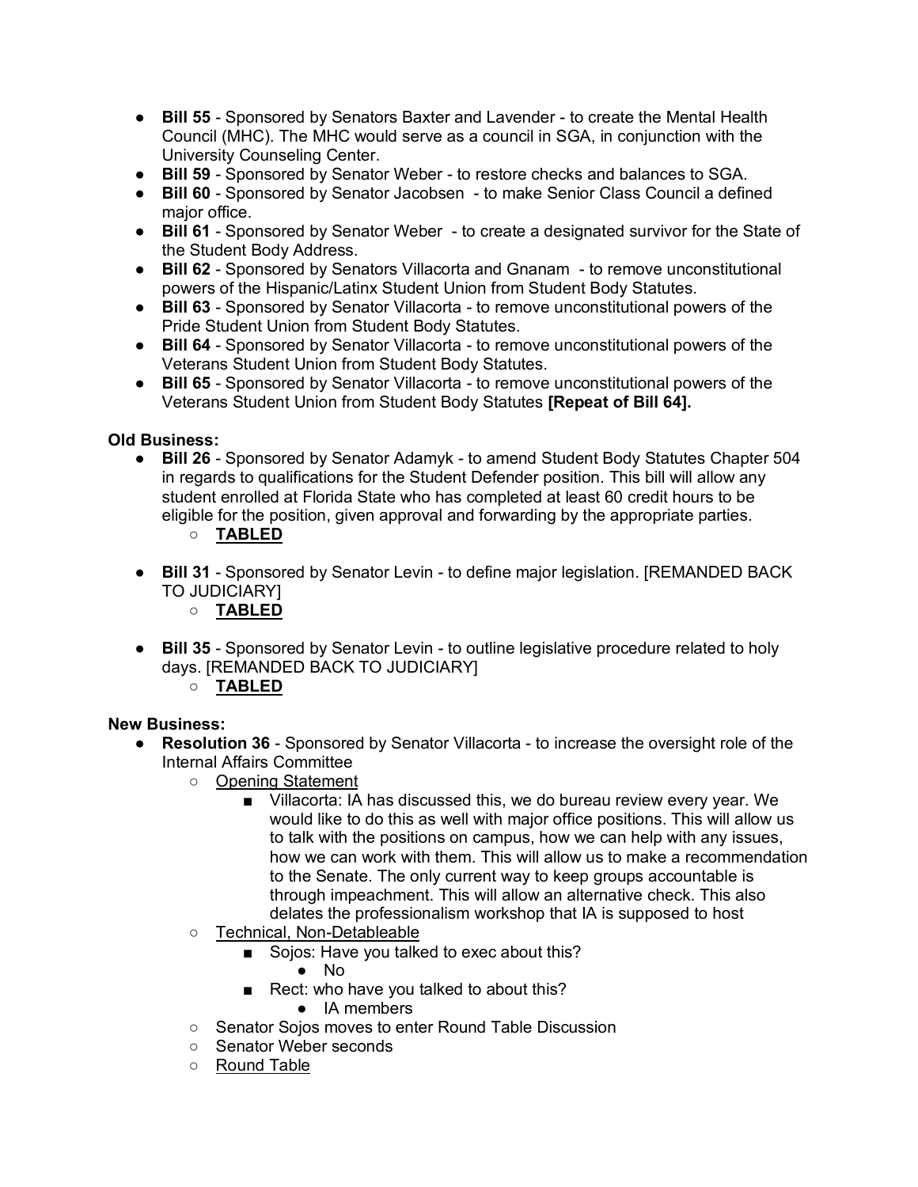- **Bill 55** - Sponsored by Senators Baxter and Lavender - to create the Mental Health Council (MHC). The MHC would serve as a council in SGA, in conjunction with the University Counseling Center.
- **Bill 59** - Sponsored by Senator Weber - to restore checks and balances to SGA.
- **Bill 60** - Sponsored by Senator Jacobsen - to make Senior Class Council a defined major office.
- **Bill 61** - Sponsored by Senator Weber - to create a designated survivor for the State of the Student Body Address.
- **Bill 62** - Sponsored by Senators Villacorta and Gnanam - to remove unconstitutional powers of the Hispanic/Latinx Student Union from Student Body Statutes.
- **Bill 63** - Sponsored by Senator Villacorta - to remove unconstitutional powers of the Pride Student Union from Student Body Statutes.
- **Bill 64** - Sponsored by Senator Villacorta - to remove unconstitutional powers of the Veterans Student Union from Student Body Statutes.
- **Bill 65** - Sponsored by Senator Villacorta - to remove unconstitutional powers of the Veterans Student Union from Student Body Statutes **[Repeat of Bill 64].**

**Old Business:**

- **Bill 26** - Sponsored by Senator Adamyk - to amend Student Body Statutes Chapter 504 in regards to qualifications for the Student Defender position. This bill will allow any student enrolled at Florida State who has completed at least 60 credit hours to be eligible for the position, given approval and forwarding by the appropriate parties.
  - **TABLED**
- **Bill 31** - Sponsored by Senator Levin - to define major legislation. [REMANDED BACK TO JUDICIARY]
  - **TABLED**
- **Bill 35** - Sponsored by Senator Levin - to outline legislative procedure related to holy days. [REMANDED BACK TO JUDICIARY]
  - **TABLED**

**New Business:**

- **Resolution 36** - Sponsored by Senator Villacorta - to increase the oversight role of the Internal Affairs Committee
  - Opening Statement
    - Villacorta: IA has discussed this, we do bureau review every year. We would like to do this as well with major office positions. This will allow us to talk with the positions on campus, how we can help with any issues, how we can work with them. This will allow us to make a recommendation to the Senate. The only current way to keep groups accountable is through impeachment. This will allow an alternative check. This also delates the professionalism workshop that IA is supposed to host
  - Technical, Non-Detableable
    - Sojos: Have you talked to exec about this?
      - No
    - Rect: who have you talked to about this?
      - IA members
  - Senator Sojos moves to enter Round Table Discussion
  - Senator Weber seconds
  - Round Table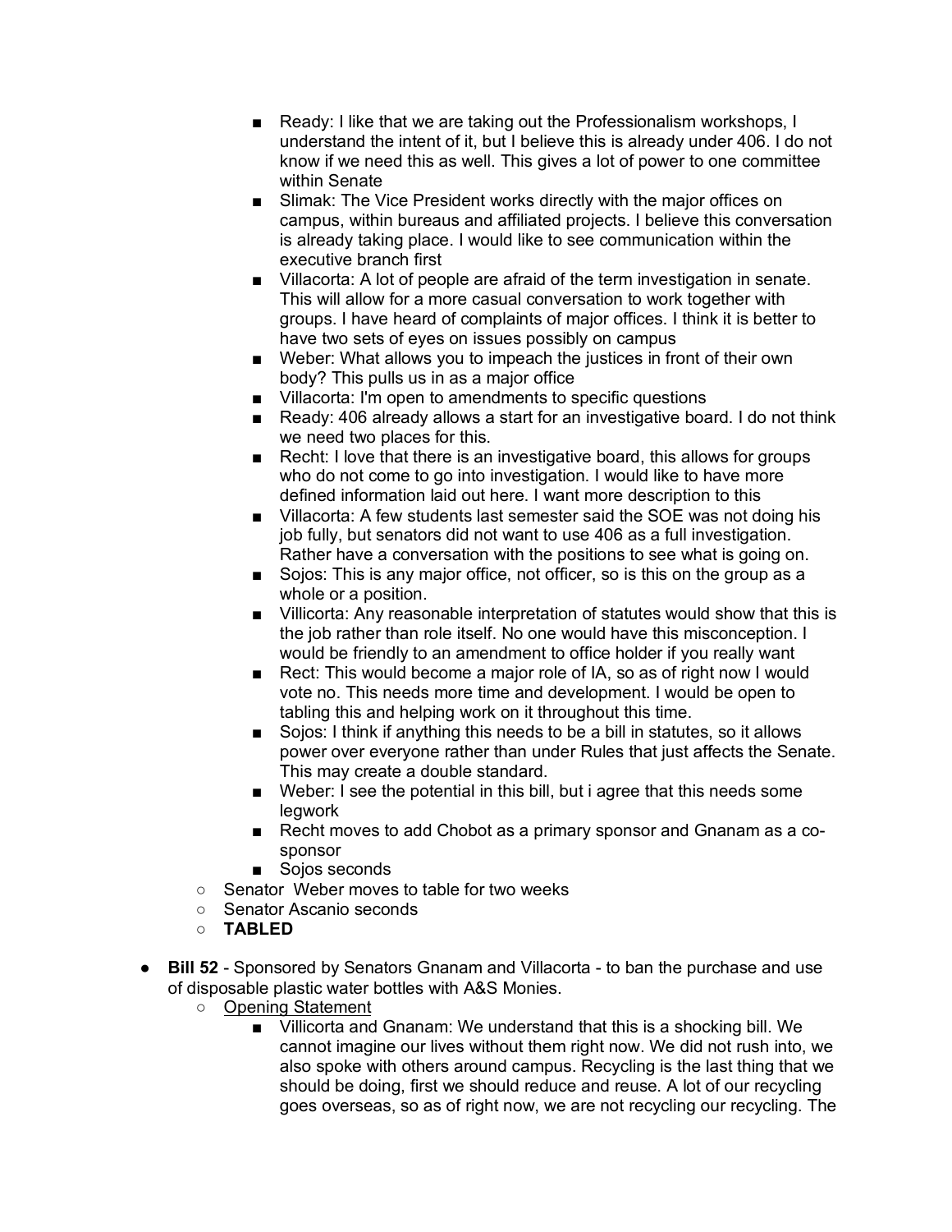- Ready: I like that we are taking out the Professionalism workshops, I understand the intent of it, but I believe this is already under 406. I do not know if we need this as well. This gives a lot of power to one committee within Senate
        - Slimak: The Vice President works directly with the major offices on campus, within bureaus and affiliated projects. I believe this conversation is already taking place. I would like to see communication within the executive branch first
        - Villacorta: A lot of people are afraid of the term investigation in senate. This will allow for a more casual conversation to work together with groups. I have heard of complaints of major offices. I think it is better to have two sets of eyes on issues possibly on campus
        - Weber: What allows you to impeach the justices in front of their own body? This pulls us in as a major office
        - Villacorta: I'm open to amendments to specific questions
        - Ready: 406 already allows a start for an investigative board. I do not think we need two places for this.
        - Recht: I love that there is an investigative board, this allows for groups who do not come to go into investigation. I would like to have more defined information laid out here. I want more description to this
        - Villacorta: A few students last semester said the SOE was not doing his job fully, but senators did not want to use 406 as a full investigation. Rather have a conversation with the positions to see what is going on.
        - Sojos: This is any major office, not officer, so is this on the group as a whole or a position.
        - Villicorta: Any reasonable interpretation of statutes would show that this is the job rather than role itself. No one would have this misconception. I would be friendly to an amendment to office holder if you really want
        - Rect: This would become a major role of IA, so as of right now I would vote no. This needs more time and development. I would be open to tabling this and helping work on it throughout this time.
        - Sojos: I think if anything this needs to be a bill in statutes, so it allows power over everyone rather than under Rules that just affects the Senate. This may create a double standard.
        - Weber: I see the potential in this bill, but i agree that this needs some legwork
        - Recht moves to add Chobot as a primary sponsor and Gnanam as a co-sponsor
        - Sojos seconds
    - Senator Weber moves to table for two weeks
    - Senator Ascanio seconds
    - **TABLED**

- **Bill 52** - Sponsored by Senators Gnanam and Villacorta - to ban the purchase and use of disposable plastic water bottles with A&S Monies.
    - <u>Opening Statement</u>
        - Villicorta and Gnanam: We understand that this is a shocking bill. We cannot imagine our lives without them right now. We did not rush into, we also spoke with others around campus. Recycling is the last thing that we should be doing, first we should reduce and reuse. A lot of our recycling goes overseas, so as of right now, we are not recycling our recycling. The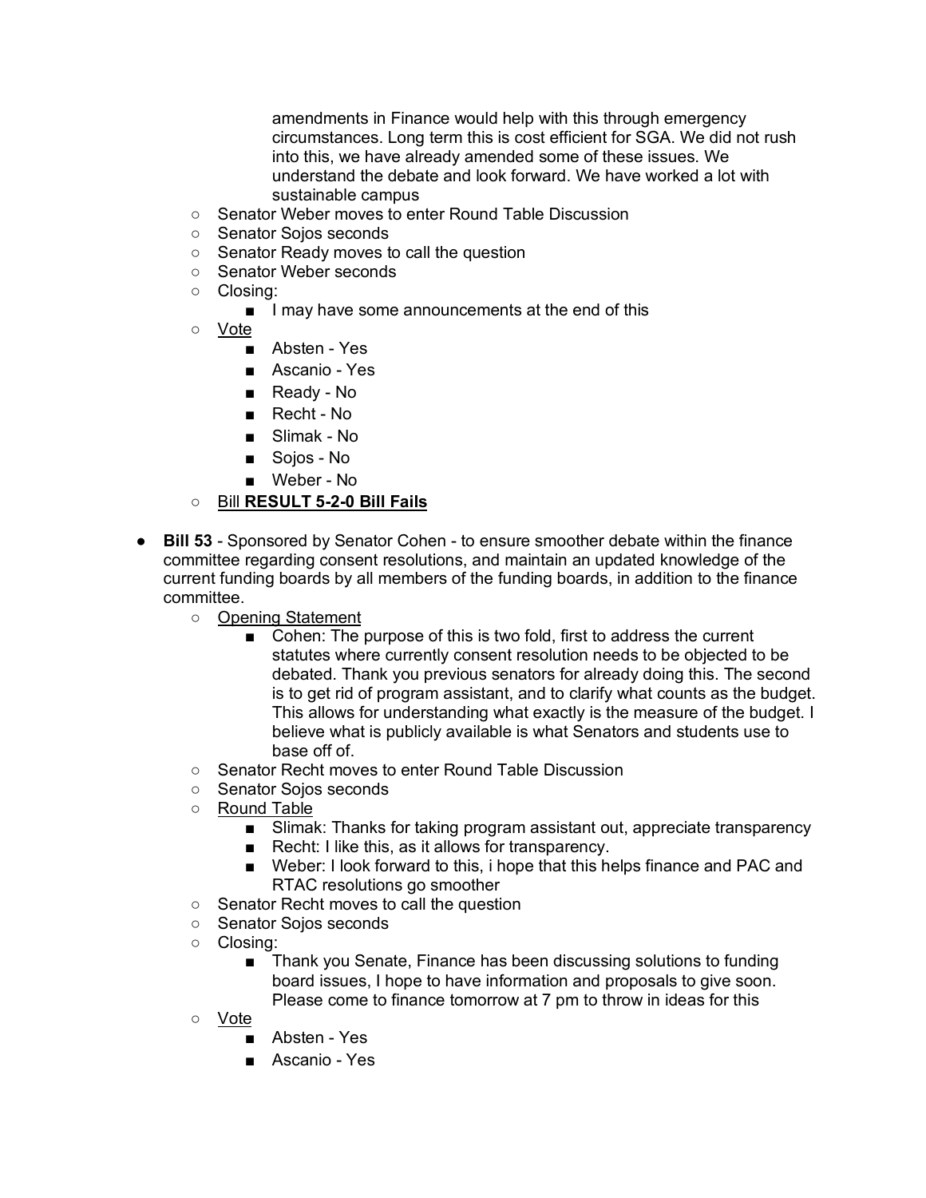amendments in Finance would help with this through emergency circumstances. Long term this is cost efficient for SGA. We did not rush into this, we have already amended some of these issues. We understand the debate and look forward. We have worked a lot with sustainable campus

- Senator Weber moves to enter Round Table Discussion
- Senator Sojos seconds
- Senator Ready moves to call the question
- Senator Weber seconds
- Closing:
  - I may have some announcements at the end of this
- Vote
  - Absten - Yes
  - Ascanio - Yes
  - Ready - No
  - Recht - No
  - Slimak - No
  - Sojos - No
  - Weber - No
- Bill **RESULT 5-2-0 Bill Fails**

- **Bill 53** - Sponsored by Senator Cohen - to ensure smoother debate within the finance committee regarding consent resolutions, and maintain an updated knowledge of the current funding boards by all members of the funding boards, in addition to the finance committee.
  - Opening Statement
    - Cohen: The purpose of this is two fold, first to address the current statutes where currently consent resolution needs to be objected to be debated. Thank you previous senators for already doing this. The second is to get rid of program assistant, and to clarify what counts as the budget. This allows for understanding what exactly is the measure of the budget. I believe what is publicly available is what Senators and students use to base off of.
  - Senator Recht moves to enter Round Table Discussion
  - Senator Sojos seconds
  - Round Table
    - Slimak: Thanks for taking program assistant out, appreciate transparency
    - Recht: I like this, as it allows for transparency.
    - Weber: I look forward to this, i hope that this helps finance and PAC and RTAC resolutions go smoother
  - Senator Recht moves to call the question
  - Senator Sojos seconds
  - Closing:
    - Thank you Senate, Finance has been discussing solutions to funding board issues, I hope to have information and proposals to give soon. Please come to finance tomorrow at 7 pm to throw in ideas for this
  - Vote
    - Absten - Yes
    - Ascanio - Yes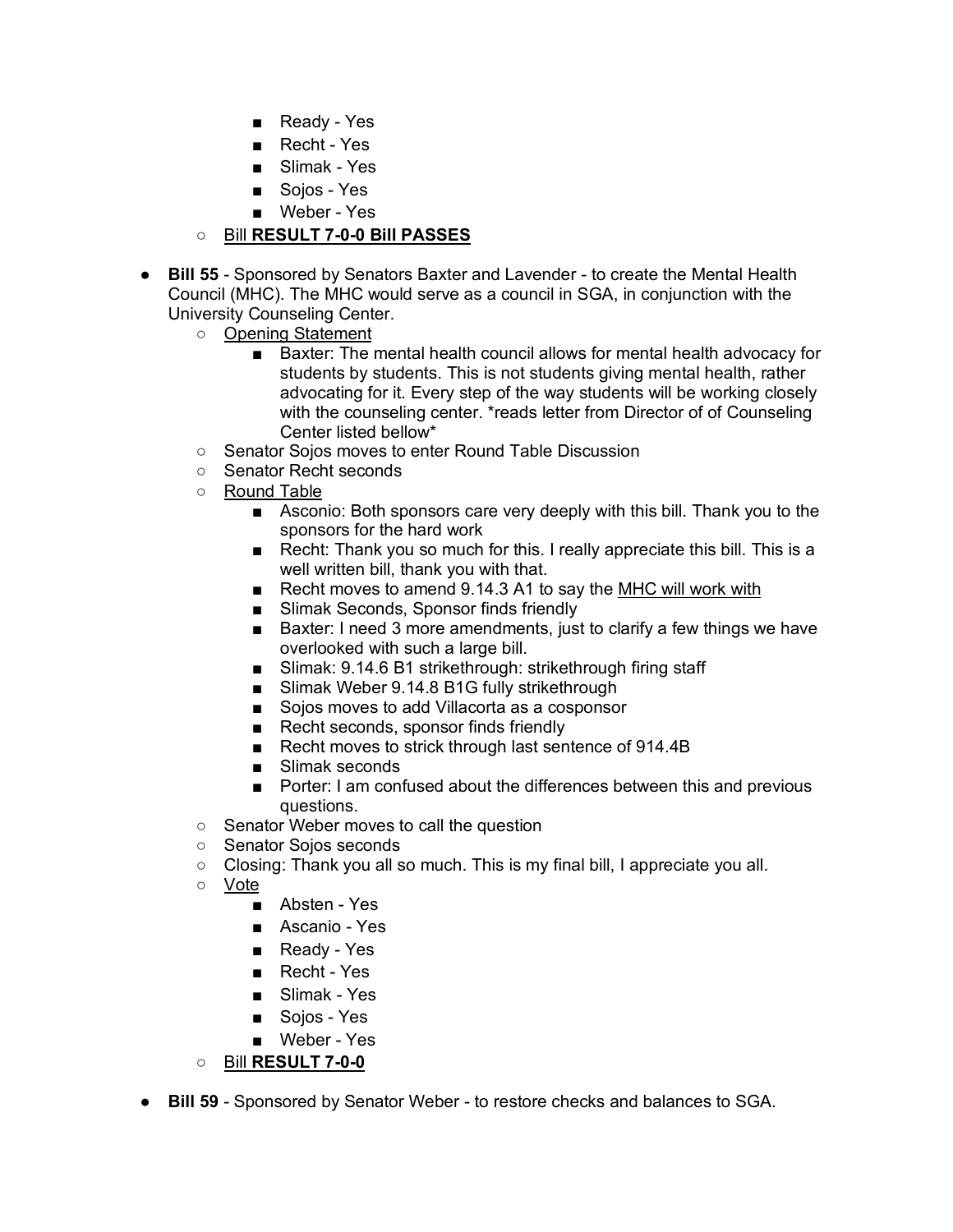- Ready - Yes
        - Recht - Yes
        - Slimak - Yes
        - Sojos - Yes
        - Weber - Yes
    - <u>Bill **RESULT 7-0-0 Bill PASSES**</u>

- **Bill 55** - Sponsored by Senators Baxter and Lavender - to create the Mental Health Council (MHC). The MHC would serve as a council in SGA, in conjunction with the University Counseling Center.
    - <u>Opening Statement</u>
        - Baxter: The mental health council allows for mental health advocacy for students by students. This is not students giving mental health, rather advocating for it. Every step of the way students will be working closely with the counseling center. *reads letter from Director of of Counseling Center listed bellow*
    - Senator Sojos moves to enter Round Table Discussion
    - Senator Recht seconds
    - <u>Round Table</u>
        - Asconio: Both sponsors care very deeply with this bill. Thank you to the sponsors for the hard work
        - Recht: Thank you so much for this. I really appreciate this bill. This is a well written bill, thank you with that.
        - Recht moves to amend 9.14.3 A1 to say the <u>MHC will work with</u>
        - Slimak Seconds, Sponsor finds friendly
        - Baxter: I need 3 more amendments, just to clarify a few things we have overlooked with such a large bill.
        - Slimak: 9.14.6 B1 strikethrough: strikethrough firing staff
        - Slimak Weber 9.14.8 B1G fully strikethrough
        - Sojos moves to add Villacorta as a cosponsor
        - Recht seconds, sponsor finds friendly
        - Recht moves to strick through last sentence of 914.4B
        - Slimak seconds
        - Porter: I am confused about the differences between this and previous questions.
    - Senator Weber moves to call the question
    - Senator Sojos seconds
    - Closing: Thank you all so much. This is my final bill, I appreciate you all.
    - <u>Vote</u>
        - Absten - Yes
        - Ascanio - Yes
        - Ready - Yes
        - Recht - Yes
        - Slimak - Yes
        - Sojos - Yes
        - Weber - Yes
    - <u>Bill **RESULT 7-0-0**</u>

- **Bill 59** - Sponsored by Senator Weber - to restore checks and balances to SGA.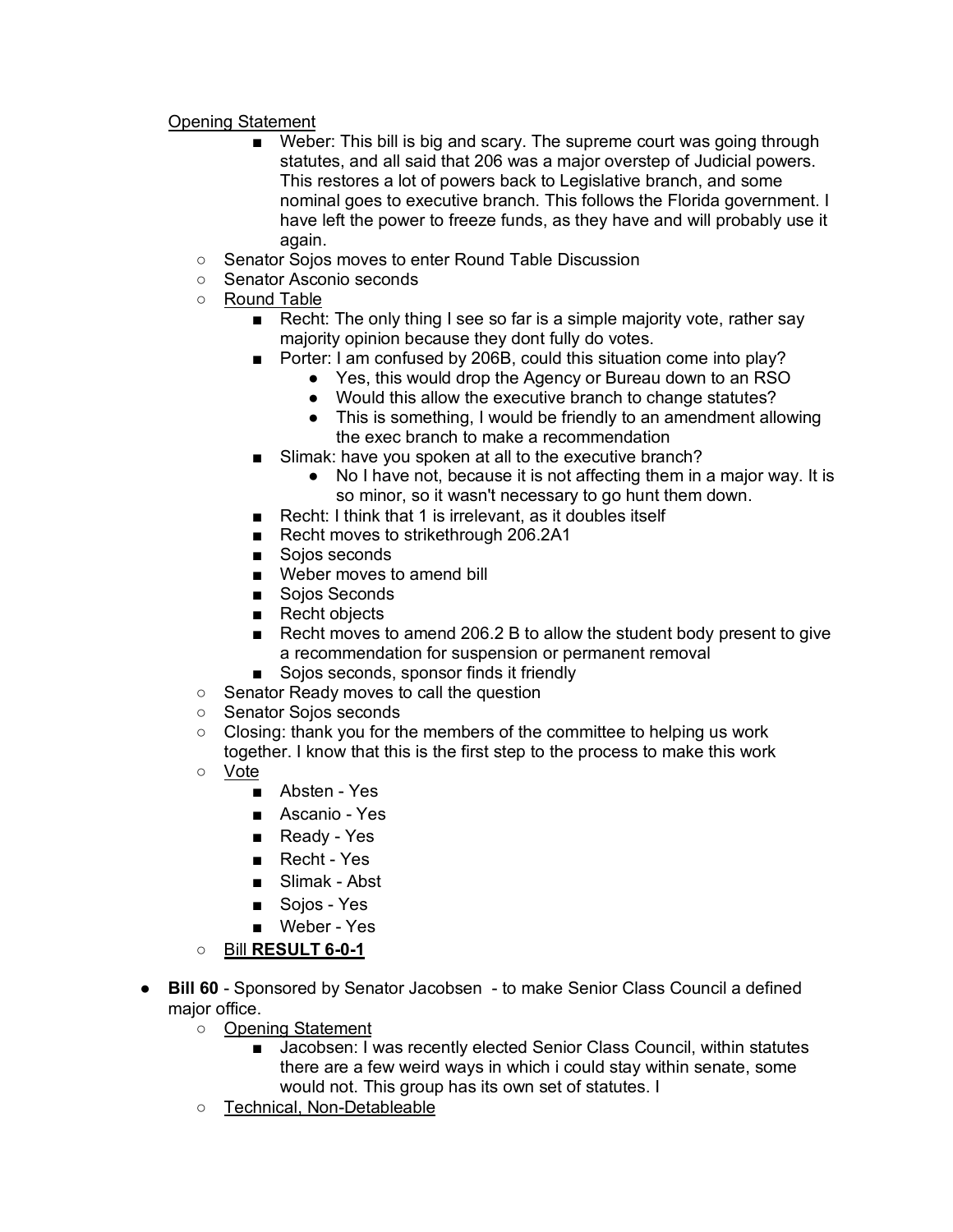Opening Statement

- Weber: This bill is big and scary. The supreme court was going through statutes, and all said that 206 was a major overstep of Judicial powers. This restores a lot of powers back to Legislative branch, and some nominal goes to executive branch. This follows the Florida government. I have left the power to freeze funds, as they have and will probably use it again.

- Senator Sojos moves to enter Round Table Discussion
- Senator Asconio seconds
- Round Table
  - Recht: The only thing I see so far is a simple majority vote, rather say majority opinion because they dont fully do votes.
  - Porter: I am confused by 206B, could this situation come into play?
    - Yes, this would drop the Agency or Bureau down to an RSO
    - Would this allow the executive branch to change statutes?
    - This is something, I would be friendly to an amendment allowing the exec branch to make a recommendation
  - Slimak: have you spoken at all to the executive branch?
    - No I have not, because it is not affecting them in a major way. It is so minor, so it wasn't necessary to go hunt them down.
  - Recht: I think that 1 is irrelevant, as it doubles itself
  - Recht moves to strikethrough 206.2A1
  - Sojos seconds
  - Weber moves to amend bill
  - Sojos Seconds
  - Recht objects
  - Recht moves to amend 206.2 B to allow the student body present to give a recommendation for suspension or permanent removal
  - Sojos seconds, sponsor finds it friendly
- Senator Ready moves to call the question
- Senator Sojos seconds
- Closing: thank you for the members of the committee to helping us work together. I know that this is the first step to the process to make this work
- Vote
  - Absten - Yes
  - Ascanio - Yes
  - Ready - Yes
  - Recht - Yes
  - Slimak - Abst
  - Sojos - Yes
  - Weber - Yes
- Bill **RESULT 6-0-1**

- **Bill 60** - Sponsored by Senator Jacobsen - to make Senior Class Council a defined major office.
  - Opening Statement
    - Jacobsen: I was recently elected Senior Class Council, within statutes there are a few weird ways in which i could stay within senate, some would not. This group has its own set of statutes. I
  - Technical, Non-Detableable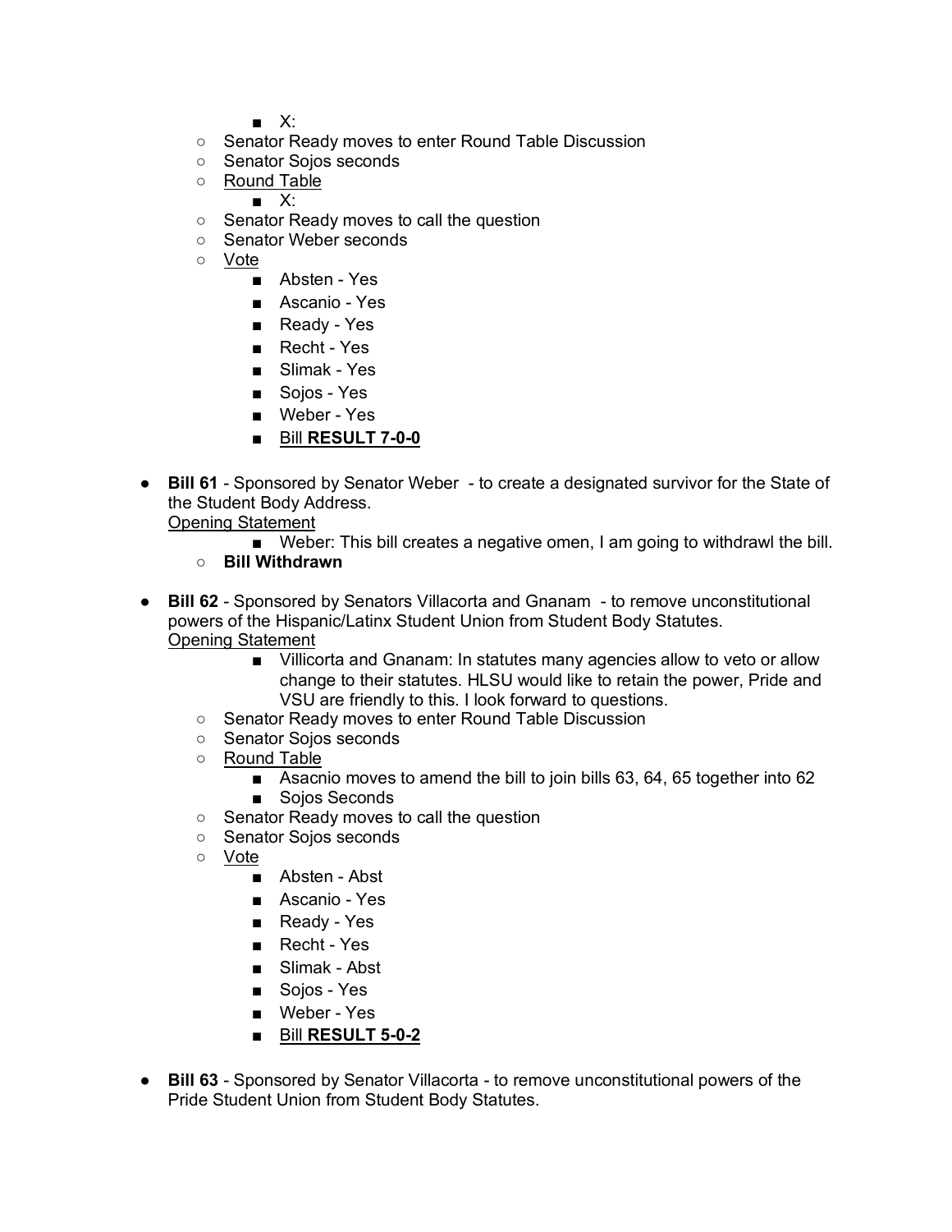- X:
    - Senator Ready moves to enter Round Table Discussion
    - Senator Sojos seconds
    - <u>Round Table</u>
        - X:
    - Senator Ready moves to call the question
    - Senator Weber seconds
    - <u>Vote</u>
        - Absten - Yes
        - Ascanio - Yes
        - Ready - Yes
        - Recht - Yes
        - Slimak - Yes
        - Sojos - Yes
        - Weber - Yes
        - <u>Bill **RESULT 7-0-0**</u>

- **Bill 61** - Sponsored by Senator Weber - to create a designated survivor for the State of the Student Body Address.
  <u>Opening Statement</u>
        - Weber: This bill creates a negative omen, I am going to withdrawl the bill.
    - **Bill Withdrawn**

- **Bill 62** - Sponsored by Senators Villacorta and Gnanam - to remove unconstitutional powers of the Hispanic/Latinx Student Union from Student Body Statutes.
  <u>Opening Statement</u>
        - Villicorta and Gnanam: In statutes many agencies allow to veto or allow change to their statutes. HLSU would like to retain the power, Pride and VSU are friendly to this. I look forward to questions.
    - Senator Ready moves to enter Round Table Discussion
    - Senator Sojos seconds
    - <u>Round Table</u>
        - Asacnio moves to amend the bill to join bills 63, 64, 65 together into 62
        - Sojos Seconds
    - Senator Ready moves to call the question
    - Senator Sojos seconds
    - <u>Vote</u>
        - Absten - Abst
        - Ascanio - Yes
        - Ready - Yes
        - Recht - Yes
        - Slimak - Abst
        - Sojos - Yes
        - Weber - Yes
        - <u>Bill **RESULT 5-0-2**</u>

- **Bill 63** - Sponsored by Senator Villacorta - to remove unconstitutional powers of the Pride Student Union from Student Body Statutes.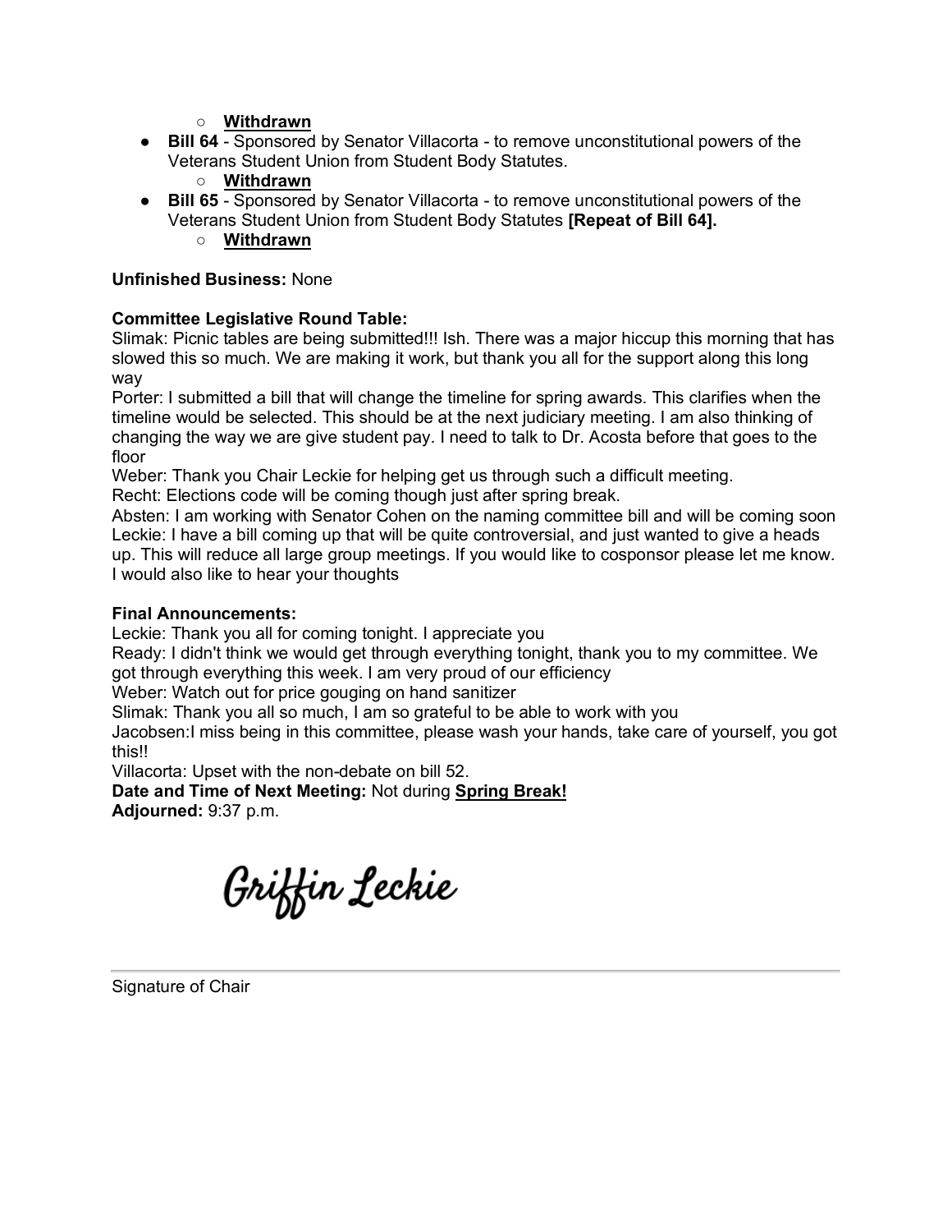- **Withdrawn**
- **Bill 64** - Sponsored by Senator Villacorta - to remove unconstitutional powers of the Veterans Student Union from Student Body Statutes.
  - **Withdrawn**
- **Bill 65** - Sponsored by Senator Villacorta - to remove unconstitutional powers of the Veterans Student Union from Student Body Statutes **[Repeat of Bill 64].**
  - **Withdrawn**

**Unfinished Business:** None

**Committee Legislative Round Table:**
Slimak: Picnic tables are being submitted!!! Ish. There was a major hiccup this morning that has slowed this so much. We are making it work, but thank you all for the support along this long way
Porter: I submitted a bill that will change the timeline for spring awards. This clarifies when the timeline would be selected. This should be at the next judiciary meeting. I am also thinking of changing the way we are give student pay. I need to talk to Dr. Acosta before that goes to the floor
Weber: Thank you Chair Leckie for helping get us through such a difficult meeting.
Recht: Elections code will be coming though just after spring break.
Absten: I am working with Senator Cohen on the naming committee bill and will be coming soon
Leckie: I have a bill coming up that will be quite controversial, and just wanted to give a heads up. This will reduce all large group meetings. If you would like to cosponsor please let me know. I would also like to hear your thoughts

**Final Announcements:**
Leckie: Thank you all for coming tonight. I appreciate you
Ready: I didn't think we would get through everything tonight, thank you to my committee. We got through everything this week. I am very proud of our efficiency
Weber: Watch out for price gouging on hand sanitizer
Slimak: Thank you all so much, I am so grateful to be able to work with you
Jacobsen:I miss being in this committee, please wash your hands, take care of yourself, you got this!!
Villacorta: Upset with the non-debate on bill 52.
**Date and Time of Next Meeting:** Not during **Spring Break!**
**Adjourned:** 9:37 p.m.

Griffin Leckie

Signature of Chair